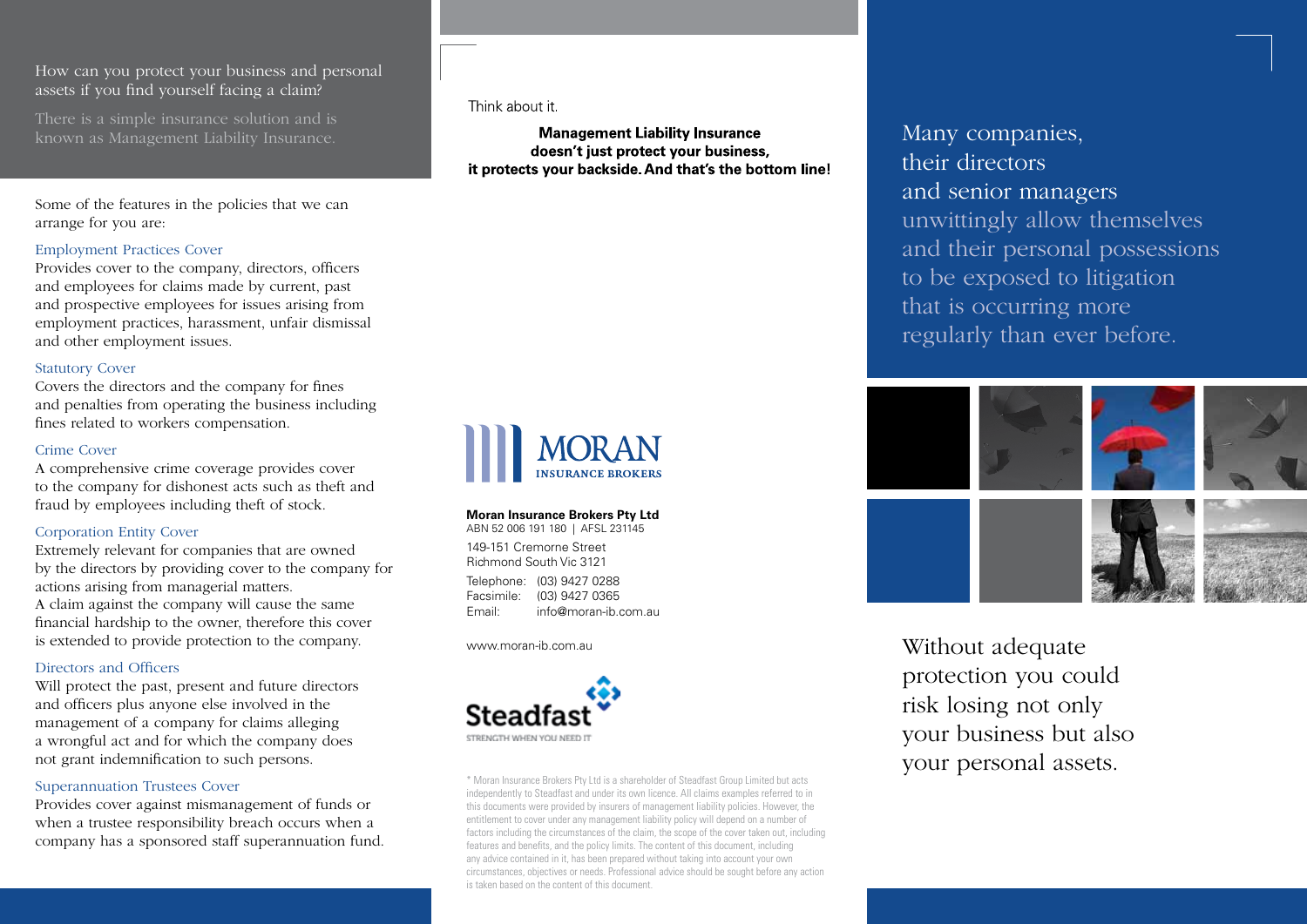How can you protect your business and personal assets if you find yourself facing a claim?

There is a simple insurance solution and is known as Management Liability Insurance.

Some of the features in the policies that we can arrange for you are:

### Employment Practices Cover

Provides cover to the company, directors, officers and employees for claims made by current, past and prospective employees for issues arising from employment practices, harassment, unfair dismissal and other employment issues.

### Statutory Cover

Covers the directors and the company for fines and penalties from operating the business including fines related to workers compensation.

### Crime Cover

A comprehensive crime coverage provides cover to the company for dishonest acts such as theft and fraud by employees including theft of stock.

### Corporation Entity Cover

Extremely relevant for companies that are owned by the directors by providing cover to the company for actions arising from managerial matters.
A claim against the company will cause the same financial hardship to the owner, therefore this cover is extended to provide protection to the company.

### Directors and Officers

Will protect the past, present and future directors and officers plus anyone else involved in the management of a company for claims alleging a wrongful act and for which the company does not grant indemnification to such persons.

### Superannuation Trustees Cover

Provides cover against mismanagement of funds or when a trustee responsibility breach occurs when a company has a sponsored staff superannuation fund.

Think about it.

**Management Liability Insurance doesn't just protect your business, it protects your backside. And that's the bottom line!**

MORAN INSURANCE BROKERS

**Moran Insurance Brokers Pty Ltd**
ABN 52 006 191 180 | AFSL 231145

149-151 Cremorne Street
Richmond South Vic 3121

Telephone: (03) 9427 0288
Facsimile: (03) 9427 0365
Email: info@moran-ib.com.au

www.moran-ib.com.au

Steadfast
STRENGTH WHEN YOU NEED IT

\* Moran Insurance Brokers Pty Ltd is a shareholder of Steadfast Group Limited but acts independently to Steadfast and under its own licence. All claims examples referred to in this documents were provided by insurers of management liability policies. However, the entitlement to cover under any management liability policy will depend on a number of factors including the circumstances of the claim, the scope of the cover taken out, including features and benefits, and the policy limits. The content of this document, including any advice contained in it, has been prepared without taking into account your own circumstances, objectives or needs. Professional advice should be sought before any action is taken based on the content of this document.

Many companies, their directors and senior managers unwittingly allow themselves and their personal possessions to be exposed to litigation that is occurring more regularly than ever before.

Without adequate protection you could risk losing not only your business but also your personal assets.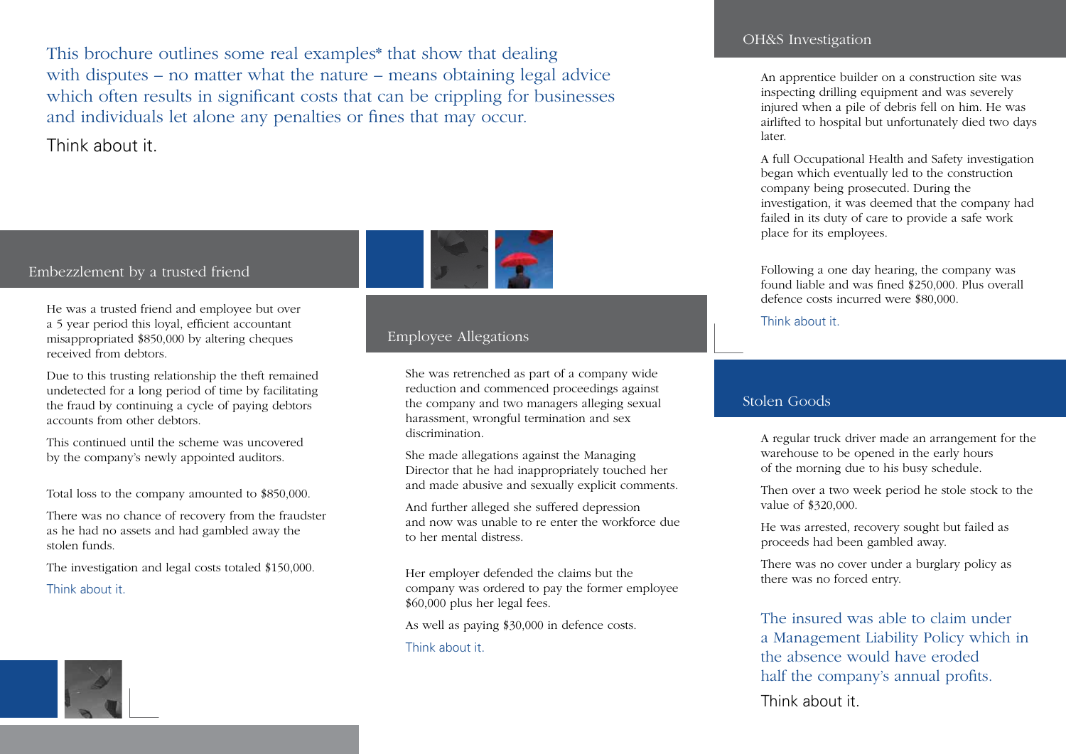This brochure outlines some real examples* that show that dealing with disputes – no matter what the nature – means obtaining legal advice which often results in significant costs that can be crippling for businesses and individuals let alone any penalties or fines that may occur.

Think about it.

## Embezzlement by a trusted friend

He was a trusted friend and employee but over a 5 year period this loyal, efficient accountant misappropriated $850,000 by altering cheques received from debtors.

Due to this trusting relationship the theft remained undetected for a long period of time by facilitating the fraud by continuing a cycle of paying debtors accounts from other debtors.

This continued until the scheme was uncovered by the company's newly appointed auditors.

Total loss to the company amounted to $850,000.

There was no chance of recovery from the fraudster as he had no assets and had gambled away the stolen funds.

The investigation and legal costs totaled $150,000.

Think about it.

## Employee Allegations

She was retrenched as part of a company wide reduction and commenced proceedings against the company and two managers alleging sexual harassment, wrongful termination and sex discrimination.

She made allegations against the Managing Director that he had inappropriately touched her and made abusive and sexually explicit comments.

And further alleged she suffered depression and now was unable to re enter the workforce due to her mental distress.

Her employer defended the claims but the company was ordered to pay the former employee $60,000 plus her legal fees.

As well as paying $30,000 in defence costs.

Think about it.

## OH&S Investigation

An apprentice builder on a construction site was inspecting drilling equipment and was severely injured when a pile of debris fell on him. He was airlifted to hospital but unfortunately died two days later.

A full Occupational Health and Safety investigation began which eventually led to the construction company being prosecuted. During the investigation, it was deemed that the company had failed in its duty of care to provide a safe work place for its employees.

Following a one day hearing, the company was found liable and was fined $250,000. Plus overall defence costs incurred were $80,000.

Think about it.

## Stolen Goods

A regular truck driver made an arrangement for the warehouse to be opened in the early hours of the morning due to his busy schedule.

Then over a two week period he stole stock to the value of $320,000.

He was arrested, recovery sought but failed as proceeds had been gambled away.

There was no cover under a burglary policy as there was no forced entry.

The insured was able to claim under a Management Liability Policy which in the absence would have eroded half the company's annual profits.

Think about it.